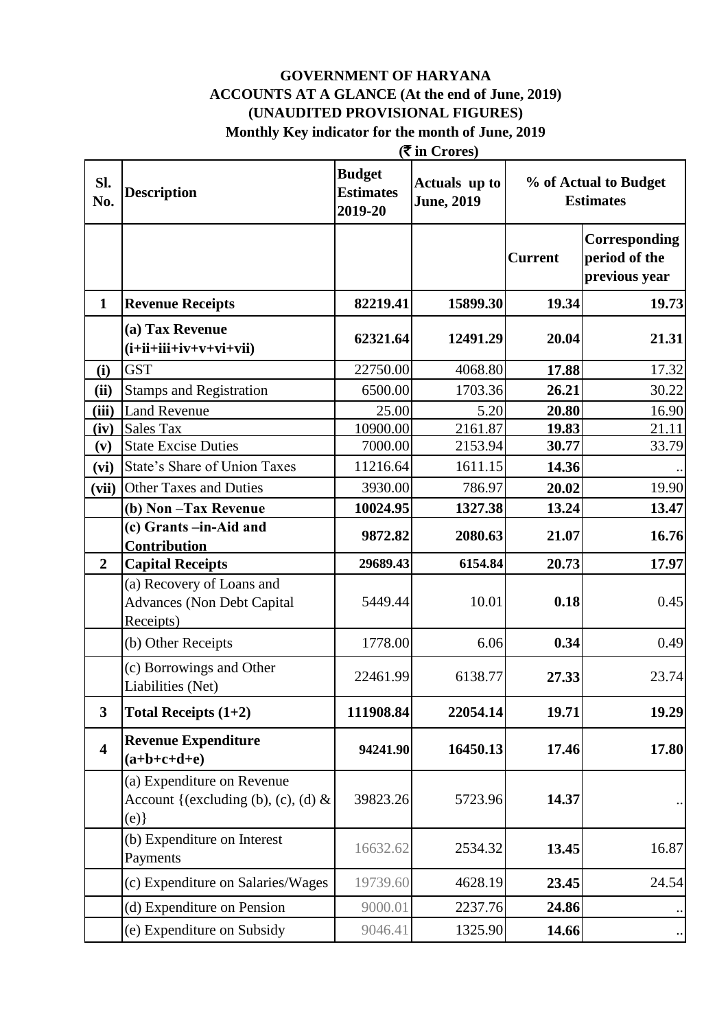**GOVERNMENT OF HARYANA**

**ACCOUNTS AT A GLANCE (At the end of June, 2019)**

**(UNAUDITED PROVISIONAL FIGURES)**

**Monthly Key indicator for the month of June, 2019**

**(₹ in Crores)**

| Sl. No. | Description | Budget Estimates 2019-20 | Actuals up to June, 2019 | % of Actual to Budget Estimates | |
|---|---|---|---|---|---|
| | | | | Current | Corresponding period of the previous year |
| **1** | **Revenue Receipts** | **82219.41** | **15899.30** | **19.34** | **19.73** |
| | **(a) Tax Revenue (i+ii+iii+iv+v+vi+vii)** | **62321.64** | **12491.29** | **20.04** | **21.31** |
| **(i)** | GST | 22750.00 | 4068.80 | **17.88** | 17.32 |
| **(ii)** | Stamps and Registration | 6500.00 | 1703.36 | **26.21** | 30.22 |
| **(iii)** | Land Revenue | 25.00 | 5.20 | **20.80** | 16.90 |
| **(iv)** | Sales Tax | 10900.00 | 2161.87 | **19.83** | 21.11 |
| **(v)** | State Excise Duties | 7000.00 | 2153.94 | **30.77** | 33.79 |
| **(vi)** | State's Share of Union Taxes | 11216.64 | 1611.15 | **14.36** | .. |
| **(vii)** | Other Taxes and Duties | 3930.00 | 786.97 | **20.02** | 19.90 |
| | **(b) Non –Tax Revenue** | **10024.95** | **1327.38** | **13.24** | **13.47** |
| | **(c) Grants –in-Aid and Contribution** | **9872.82** | **2080.63** | **21.07** | **16.76** |
| **2** | **Capital Receipts** | **29689.43** | **6154.84** | **20.73** | **17.97** |
| | (a) Recovery of Loans and Advances (Non Debt Capital Receipts) | 5449.44 | 10.01 | **0.18** | 0.45 |
| | (b) Other Receipts | 1778.00 | 6.06 | **0.34** | 0.49 |
| | (c) Borrowings and Other Liabilities (Net) | 22461.99 | 6138.77 | **27.33** | 23.74 |
| **3** | **Total Receipts (1+2)** | **111908.84** | **22054.14** | **19.71** | **19.29** |
| **4** | **Revenue Expenditure (a+b+c+d+e)** | **94241.90** | **16450.13** | **17.46** | **17.80** |
| | (a) Expenditure on Revenue Account {(excluding (b), (c), (d) & (e)} | 39823.26 | 5723.96 | **14.37** | .. |
| | (b) Expenditure on Interest Payments | 16632.62 | 2534.32 | **13.45** | 16.87 |
| | (c) Expenditure on Salaries/Wages | 19739.60 | 4628.19 | **23.45** | 24.54 |
| | (d) Expenditure on Pension | 9000.01 | 2237.76 | **24.86** | .. |
| | (e) Expenditure on Subsidy | 9046.41 | 1325.90 | **14.66** | .. |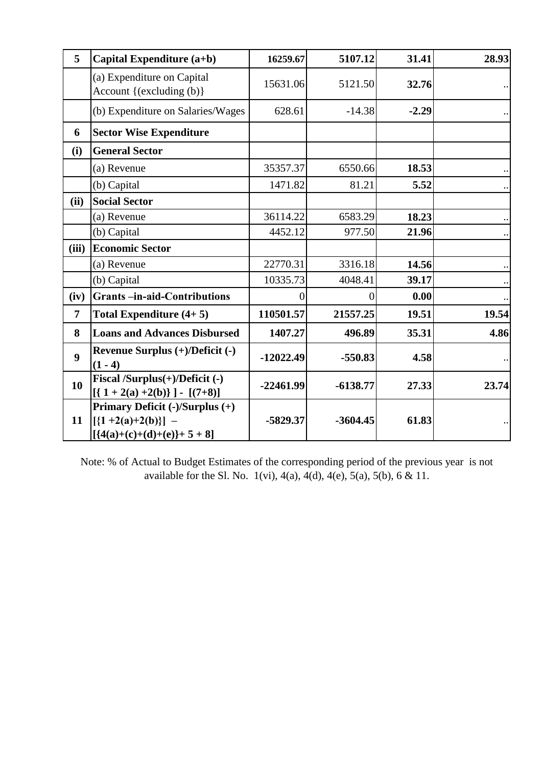| 5 | **Capital Expenditure (a+b)** | **16259.67** | **5107.12** | **31.41** | **28.93** |
|---|---|---|---|---|---|
| | (a) Expenditure on Capital Account {(excluding (b)} | 15631.06 | 5121.50 | **32.76** | .. |
| | (b) Expenditure on Salaries/Wages | 628.61 | -14.38 | **-2.29** | .. |
| **6** | **Sector Wise Expenditure** | | | | |
| **(i)** | **General Sector** | | | | |
| | (a) Revenue | 35357.37 | 6550.66 | **18.53** | .. |
| | (b) Capital | 1471.82 | 81.21 | **5.52** | .. |
| **(ii)** | **Social Sector** | | | | |
| | (a) Revenue | 36114.22 | 6583.29 | **18.23** | .. |
| | (b) Capital | 4452.12 | 977.50 | **21.96** | .. |
| **(iii)** | **Economic Sector** | | | | |
| | (a) Revenue | 22770.31 | 3316.18 | **14.56** | .. |
| | (b) Capital | 10335.73 | 4048.41 | **39.17** | .. |
| **(iv)** | **Grants –in-aid-Contributions** | 0 | 0 | **0.00** | .. |
| **7** | **Total Expenditure (4+ 5)** | **110501.57** | **21557.25** | **19.51** | **19.54** |
| **8** | **Loans and Advances Disbursed** | **1407.27** | **496.89** | **35.31** | **4.86** |
| **9** | **Revenue Surplus (+)/Deficit (-) (1 - 4)** | **-12022.49** | **-550.83** | **4.58** | .. |
| **10** | **Fiscal /Surplus(+)/Deficit (-) [{ 1 + 2(a) +2(b)} ] - [(7+8)]** | **-22461.99** | **-6138.77** | **27.33** | **23.74** |
| **11** | **Primary Deficit (-)/Surplus (+) [{1 +2(a)+2(b)}] – [{4(a)+(c)+(d)+(e)}+ 5 + 8]** | **-5829.37** | **-3604.45** | **61.83** | .. |

Note: % of Actual to Budget Estimates of the corresponding period of the previous year is not available for the Sl. No. 1(vi), 4(a), 4(d), 4(e), 5(a), 5(b), 6 & 11.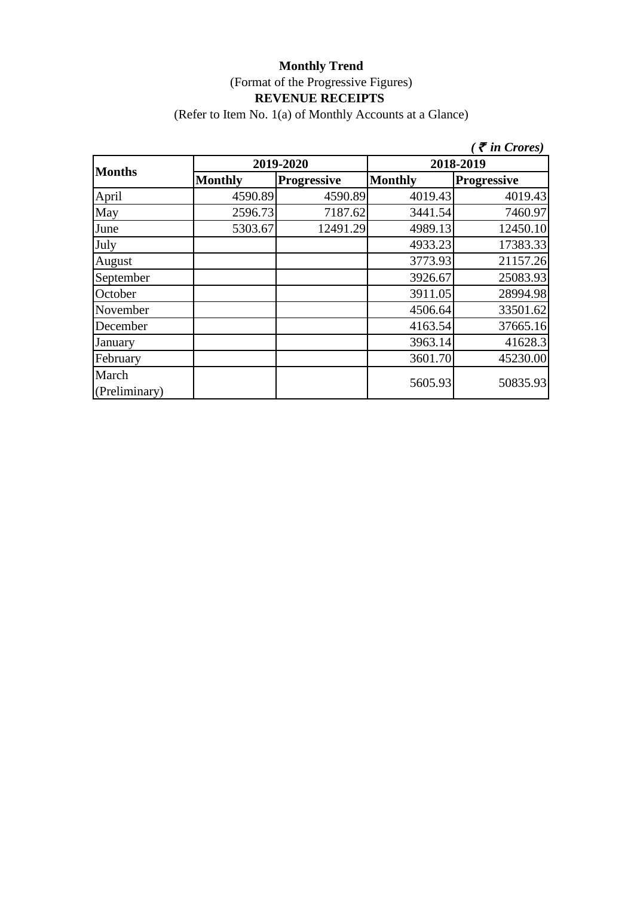**Monthly Trend**

(Format of the Progressive Figures)

**REVENUE RECEIPTS**

(Refer to Item No. 1(a) of Monthly Accounts at a Glance)

*( ₹ in Crores)*

| Months | 2019-2020 | | 2018-2019 | |
|---|---|---|---|---|
| | **Monthly** | **Progressive** | **Monthly** | **Progressive** |
| April | 4590.89 | 4590.89 | 4019.43 | 4019.43 |
| May | 2596.73 | 7187.62 | 3441.54 | 7460.97 |
| June | 5303.67 | 12491.29 | 4989.13 | 12450.10 |
| July | | | 4933.23 | 17383.33 |
| August | | | 3773.93 | 21157.26 |
| September | | | 3926.67 | 25083.93 |
| October | | | 3911.05 | 28994.98 |
| November | | | 4506.64 | 33501.62 |
| December | | | 4163.54 | 37665.16 |
| January | | | 3963.14 | 41628.3 |
| February | | | 3601.70 | 45230.00 |
| March (Preliminary) | | | 5605.93 | 50835.93 |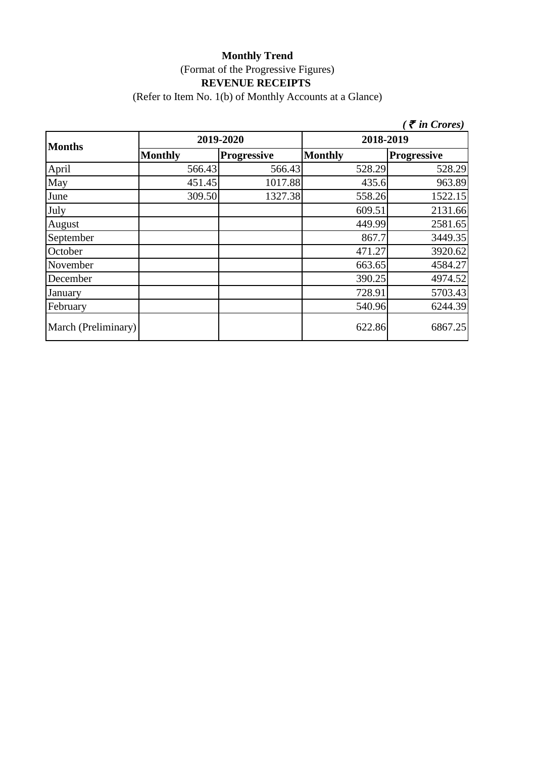**Monthly Trend**

(Format of the Progressive Figures)

**REVENUE RECEIPTS**

(Refer to Item No. 1(b) of Monthly Accounts at a Glance)

*( ₹ in Crores)*

| **Months** | **2019-2020** | | **2018-2019** | |
|---|---|---|---|---|
| | **Monthly** | **Progressive** | **Monthly** | **Progressive** |
| April | 566.43 | 566.43 | 528.29 | 528.29 |
| May | 451.45 | 1017.88 | 435.6 | 963.89 |
| June | 309.50 | 1327.38 | 558.26 | 1522.15 |
| July | | | 609.51 | 2131.66 |
| August | | | 449.99 | 2581.65 |
| September | | | 867.7 | 3449.35 |
| October | | | 471.27 | 3920.62 |
| November | | | 663.65 | 4584.27 |
| December | | | 390.25 | 4974.52 |
| January | | | 728.91 | 5703.43 |
| February | | | 540.96 | 6244.39 |
| March (Preliminary) | | | 622.86 | 6867.25 |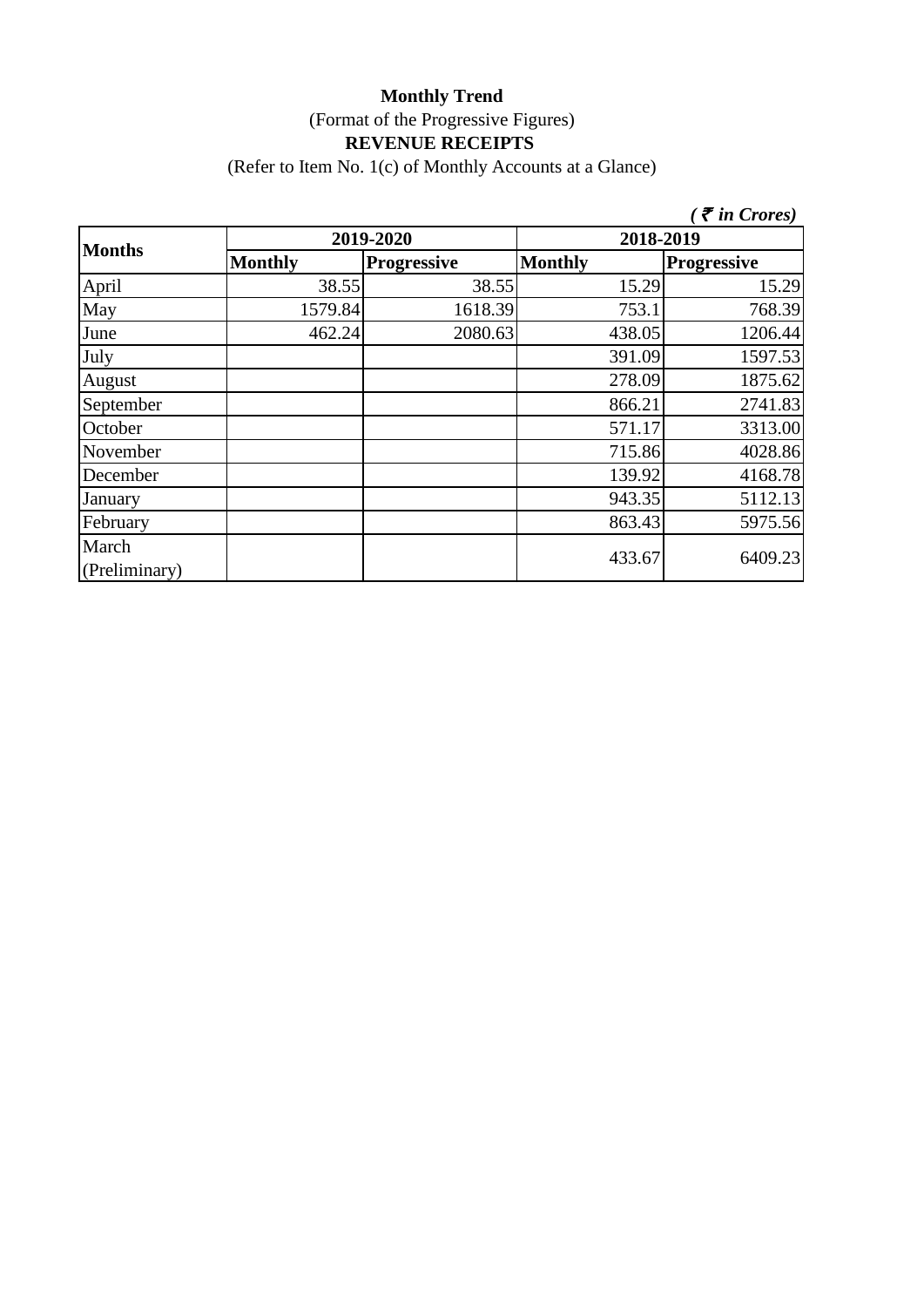**Monthly Trend**

(Format of the Progressive Figures)

**REVENUE RECEIPTS**

(Refer to Item No. 1(c) of Monthly Accounts at a Glance)

*( ₹ in Crores)*

| Months | 2019-2020 | | 2018-2019 | |
|---|---|---|---|---|
| | **Monthly** | **Progressive** | **Monthly** | **Progressive** |
| April | 38.55 | 38.55 | 15.29 | 15.29 |
| May | 1579.84 | 1618.39 | 753.1 | 768.39 |
| June | 462.24 | 2080.63 | 438.05 | 1206.44 |
| July | | | 391.09 | 1597.53 |
| August | | | 278.09 | 1875.62 |
| September | | | 866.21 | 2741.83 |
| October | | | 571.17 | 3313.00 |
| November | | | 715.86 | 4028.86 |
| December | | | 139.92 | 4168.78 |
| January | | | 943.35 | 5112.13 |
| February | | | 863.43 | 5975.56 |
| March (Preliminary) | | | 433.67 | 6409.23 |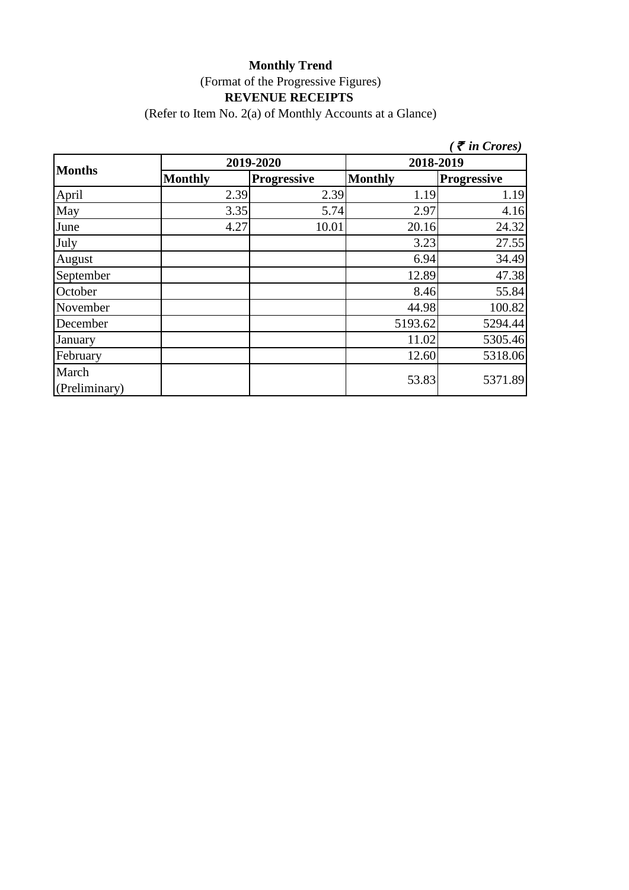**Monthly Trend**

(Format of the Progressive Figures)

**REVENUE RECEIPTS**

(Refer to Item No. 2(a) of Monthly Accounts at a Glance)

*( ₹ in Crores)*

| Months | 2019-2020 | | 2018-2019 | |
|---|---|---|---|---|
| | **Monthly** | **Progressive** | **Monthly** | **Progressive** |
| April | 2.39 | 2.39 | 1.19 | 1.19 |
| May | 3.35 | 5.74 | 2.97 | 4.16 |
| June | 4.27 | 10.01 | 20.16 | 24.32 |
| July | | | 3.23 | 27.55 |
| August | | | 6.94 | 34.49 |
| September | | | 12.89 | 47.38 |
| October | | | 8.46 | 55.84 |
| November | | | 44.98 | 100.82 |
| December | | | 5193.62 | 5294.44 |
| January | | | 11.02 | 5305.46 |
| February | | | 12.60 | 5318.06 |
| March (Preliminary) | | | 53.83 | 5371.89 |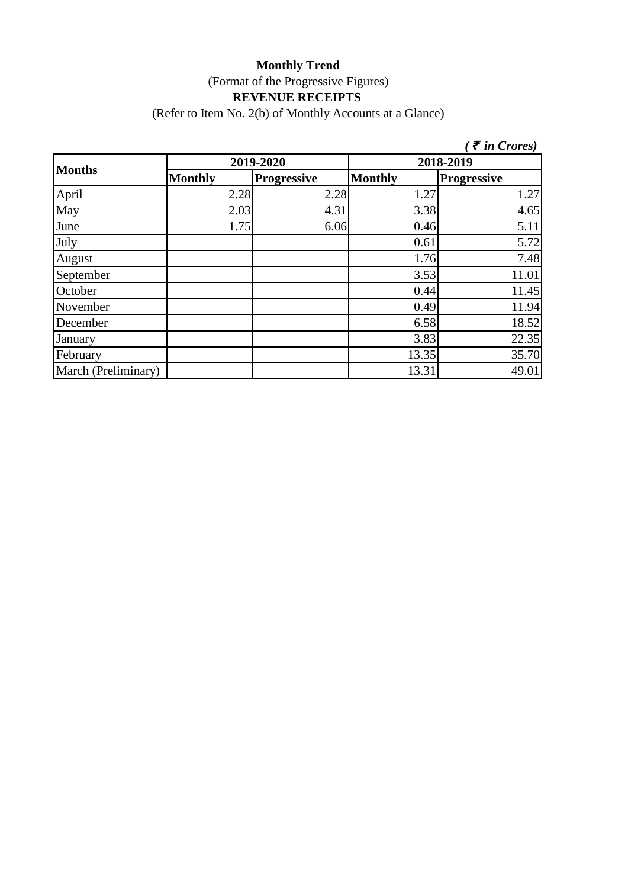**Monthly Trend**

(Format of the Progressive Figures)

**REVENUE RECEIPTS**

(Refer to Item No. 2(b) of Monthly Accounts at a Glance)

*( ₹ in Crores)*

| Months | 2019-2020 | | 2018-2019 | |
|---|---|---|---|---|
| | Monthly | Progressive | Monthly | Progressive |
| April | 2.28 | 2.28 | 1.27 | 1.27 |
| May | 2.03 | 4.31 | 3.38 | 4.65 |
| June | 1.75 | 6.06 | 0.46 | 5.11 |
| July | | | 0.61 | 5.72 |
| August | | | 1.76 | 7.48 |
| September | | | 3.53 | 11.01 |
| October | | | 0.44 | 11.45 |
| November | | | 0.49 | 11.94 |
| December | | | 6.58 | 18.52 |
| January | | | 3.83 | 22.35 |
| February | | | 13.35 | 35.70 |
| March (Preliminary) | | | 13.31 | 49.01 |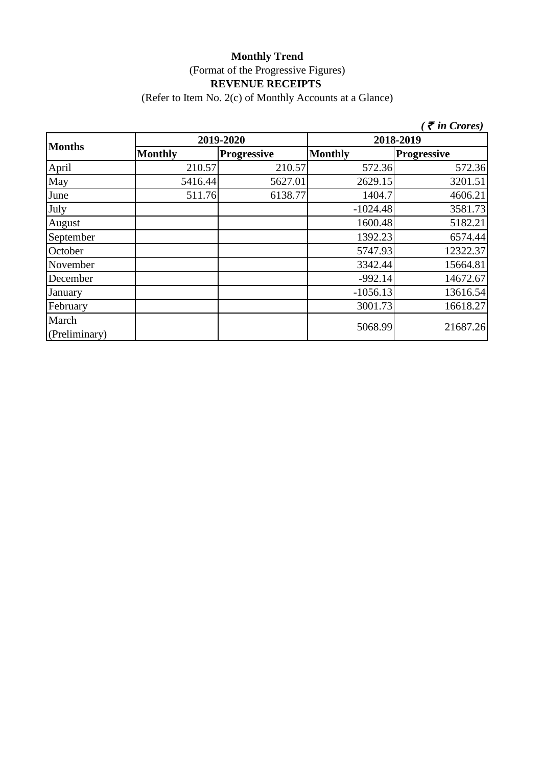**Monthly Trend**

(Format of the Progressive Figures)

**REVENUE RECEIPTS**

(Refer to Item No. 2(c) of Monthly Accounts at a Glance)

*( ₹ in Crores)*

| Months | 2019-2020 | | 2018-2019 | |
|---|---|---|---|---|
| | Monthly | Progressive | Monthly | Progressive |
| April | 210.57 | 210.57 | 572.36 | 572.36 |
| May | 5416.44 | 5627.01 | 2629.15 | 3201.51 |
| June | 511.76 | 6138.77 | 1404.7 | 4606.21 |
| July | | | -1024.48 | 3581.73 |
| August | | | 1600.48 | 5182.21 |
| September | | | 1392.23 | 6574.44 |
| October | | | 5747.93 | 12322.37 |
| November | | | 3342.44 | 15664.81 |
| December | | | -992.14 | 14672.67 |
| January | | | -1056.13 | 13616.54 |
| February | | | 3001.73 | 16618.27 |
| March (Preliminary) | | | 5068.99 | 21687.26 |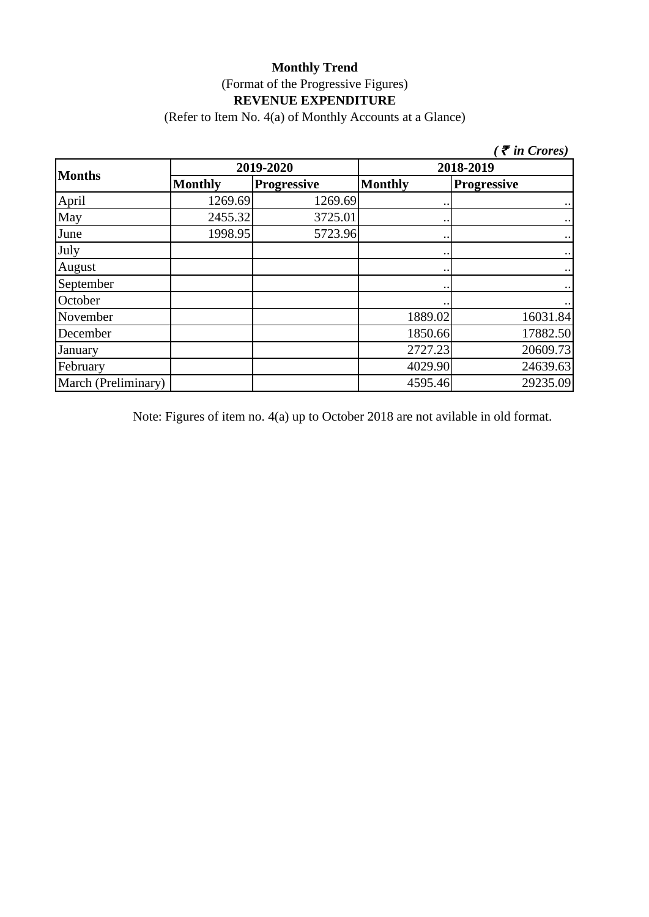**Monthly Trend**

(Format of the Progressive Figures)

**REVENUE EXPENDITURE**

(Refer to Item No. 4(a) of Monthly Accounts at a Glance)

*( ₹ in Crores)*

| Months | 2019-2020 | | 2018-2019 | |
|---|---|---|---|---|
| | Monthly | Progressive | Monthly | Progressive |
| April | 1269.69 | 1269.69 | .. | .. |
| May | 2455.32 | 3725.01 | .. | .. |
| June | 1998.95 | 5723.96 | .. | .. |
| July | | | .. | .. |
| August | | | .. | .. |
| September | | | .. | .. |
| October | | | .. | .. |
| November | | | 1889.02 | 16031.84 |
| December | | | 1850.66 | 17882.50 |
| January | | | 2727.23 | 20609.73 |
| February | | | 4029.90 | 24639.63 |
| March (Preliminary) | | | 4595.46 | 29235.09 |

Note: Figures of item no. 4(a) up to October 2018 are not avilable in old format.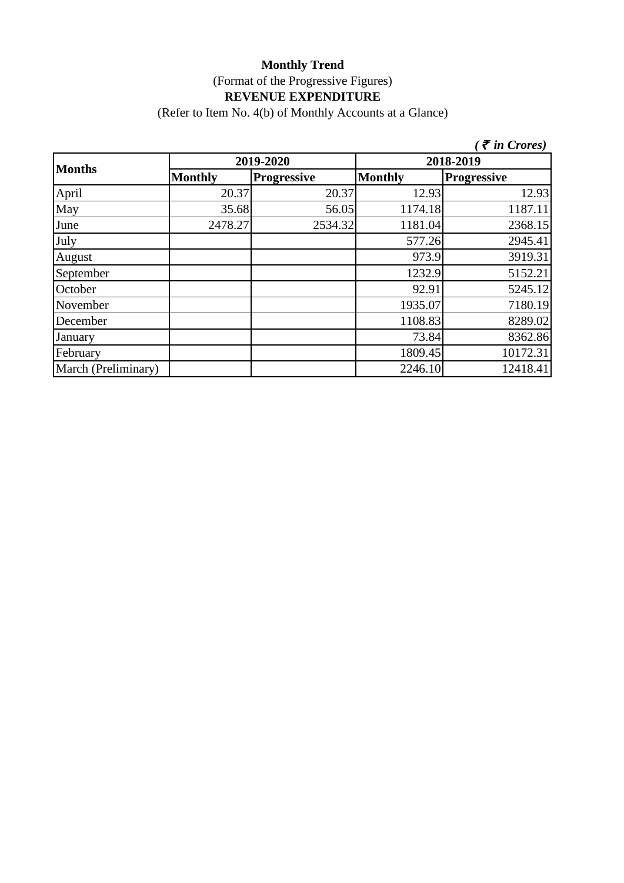**Monthly Trend**

(Format of the Progressive Figures)

**REVENUE EXPENDITURE**

(Refer to Item No. 4(b) of Monthly Accounts at a Glance)

*( ₹ in Crores)*

| Months | 2019-2020 | | 2018-2019 | |
|---|---|---|---|---|
| | Monthly | Progressive | Monthly | Progressive |
| April | 20.37 | 20.37 | 12.93 | 12.93 |
| May | 35.68 | 56.05 | 1174.18 | 1187.11 |
| June | 2478.27 | 2534.32 | 1181.04 | 2368.15 |
| July | | | 577.26 | 2945.41 |
| August | | | 973.9 | 3919.31 |
| September | | | 1232.9 | 5152.21 |
| October | | | 92.91 | 5245.12 |
| November | | | 1935.07 | 7180.19 |
| December | | | 1108.83 | 8289.02 |
| January | | | 73.84 | 8362.86 |
| February | | | 1809.45 | 10172.31 |
| March (Preliminary) | | | 2246.10 | 12418.41 |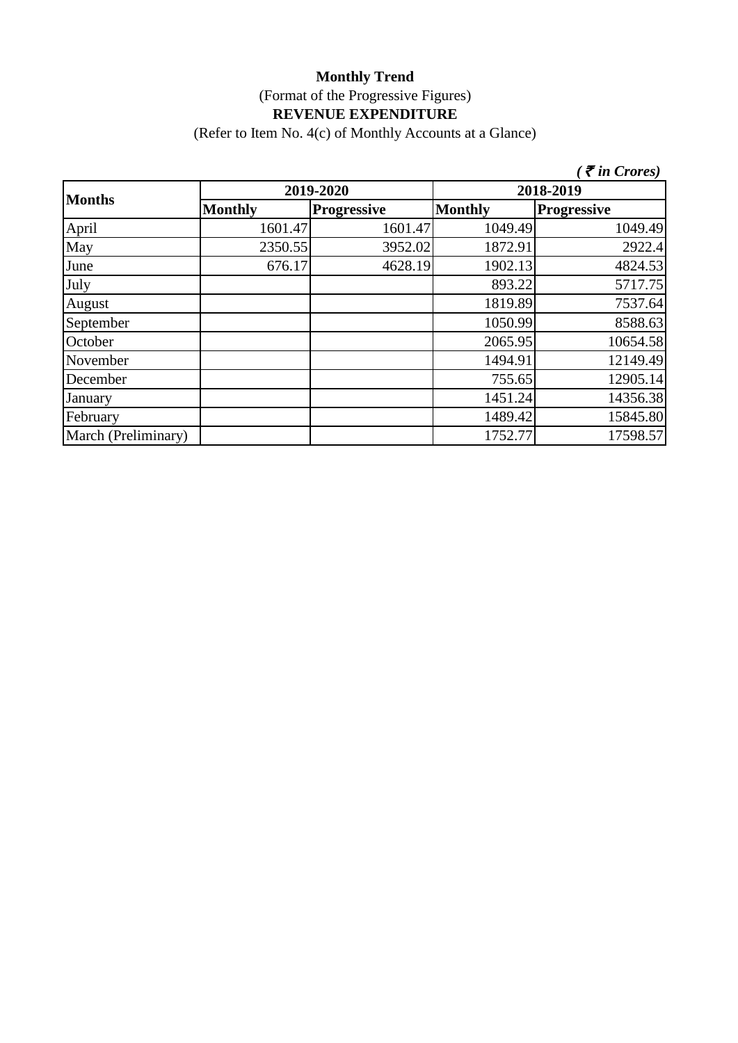**Monthly Trend**

(Format of the Progressive Figures)

**REVENUE EXPENDITURE**

(Refer to Item No. 4(c) of Monthly Accounts at a Glance)

*( ₹ in Crores)*

| Months | 2019-2020 | | 2018-2019 | |
|---|---|---|---|---|
| | Monthly | Progressive | Monthly | Progressive |
| April | 1601.47 | 1601.47 | 1049.49 | 1049.49 |
| May | 2350.55 | 3952.02 | 1872.91 | 2922.4 |
| June | 676.17 | 4628.19 | 1902.13 | 4824.53 |
| July | | | 893.22 | 5717.75 |
| August | | | 1819.89 | 7537.64 |
| September | | | 1050.99 | 8588.63 |
| October | | | 2065.95 | 10654.58 |
| November | | | 1494.91 | 12149.49 |
| December | | | 755.65 | 12905.14 |
| January | | | 1451.24 | 14356.38 |
| February | | | 1489.42 | 15845.80 |
| March (Preliminary) | | | 1752.77 | 17598.57 |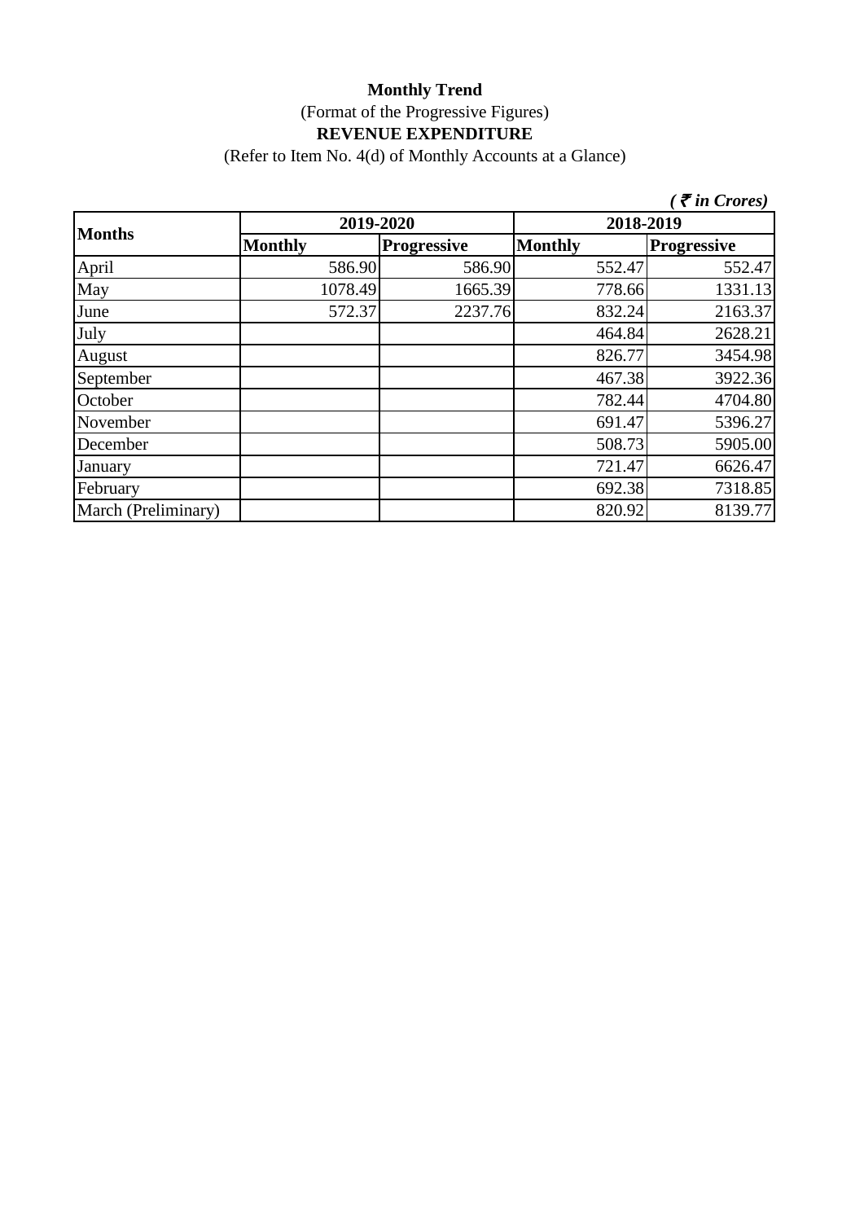**Monthly Trend**

(Format of the Progressive Figures)

**REVENUE EXPENDITURE**

(Refer to Item No. 4(d) of Monthly Accounts at a Glance)

*( ₹ in Crores)*

| Months | 2019-2020 | | 2018-2019 | |
|---|---|---|---|---|
| | Monthly | Progressive | Monthly | Progressive |
| April | 586.90 | 586.90 | 552.47 | 552.47 |
| May | 1078.49 | 1665.39 | 778.66 | 1331.13 |
| June | 572.37 | 2237.76 | 832.24 | 2163.37 |
| July | | | 464.84 | 2628.21 |
| August | | | 826.77 | 3454.98 |
| September | | | 467.38 | 3922.36 |
| October | | | 782.44 | 4704.80 |
| November | | | 691.47 | 5396.27 |
| December | | | 508.73 | 5905.00 |
| January | | | 721.47 | 6626.47 |
| February | | | 692.38 | 7318.85 |
| March (Preliminary) | | | 820.92 | 8139.77 |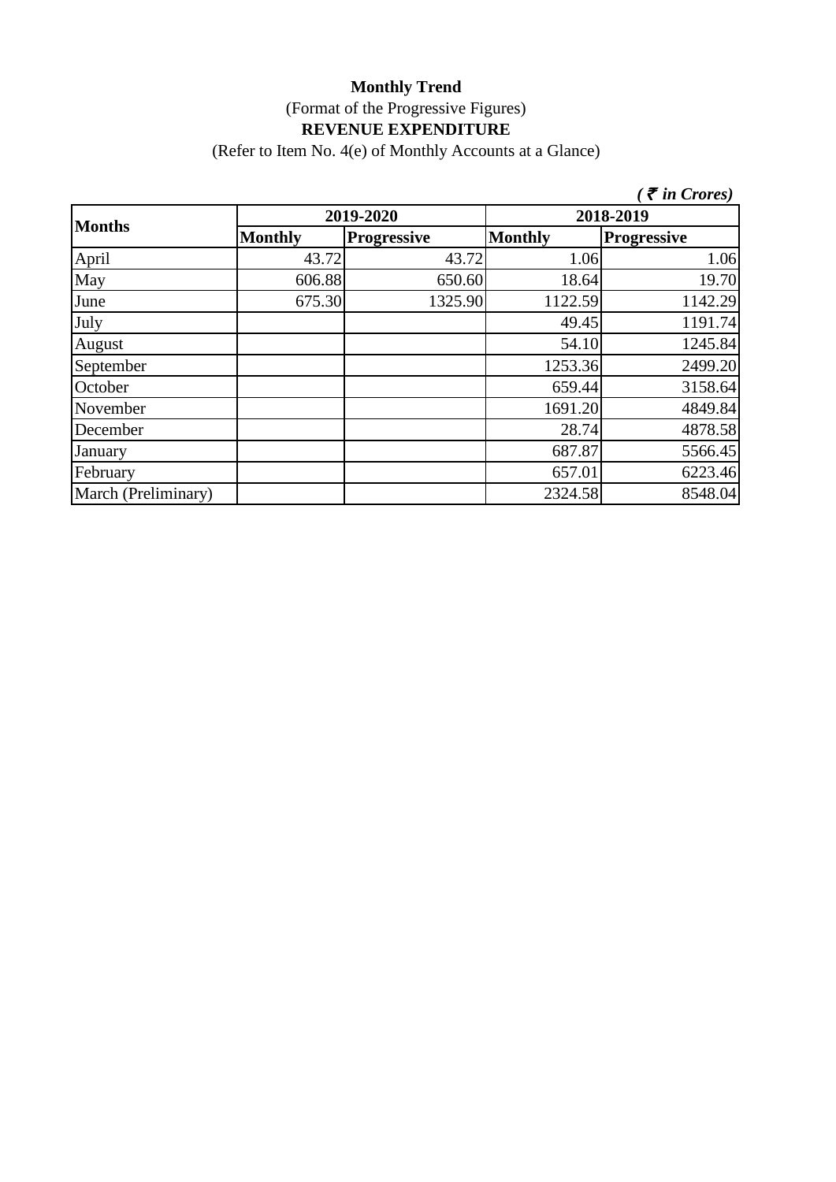**Monthly Trend**

(Format of the Progressive Figures)

**REVENUE EXPENDITURE**

(Refer to Item No. 4(e) of Monthly Accounts at a Glance)

*( ₹ in Crores)*

| Months | 2019-2020 | | 2018-2019 | |
|---|---|---|---|---|
| | Monthly | Progressive | Monthly | Progressive |
| April | 43.72 | 43.72 | 1.06 | 1.06 |
| May | 606.88 | 650.60 | 18.64 | 19.70 |
| June | 675.30 | 1325.90 | 1122.59 | 1142.29 |
| July | | | 49.45 | 1191.74 |
| August | | | 54.10 | 1245.84 |
| September | | | 1253.36 | 2499.20 |
| October | | | 659.44 | 3158.64 |
| November | | | 1691.20 | 4849.84 |
| December | | | 28.74 | 4878.58 |
| January | | | 687.87 | 5566.45 |
| February | | | 657.01 | 6223.46 |
| March (Preliminary) | | | 2324.58 | 8548.04 |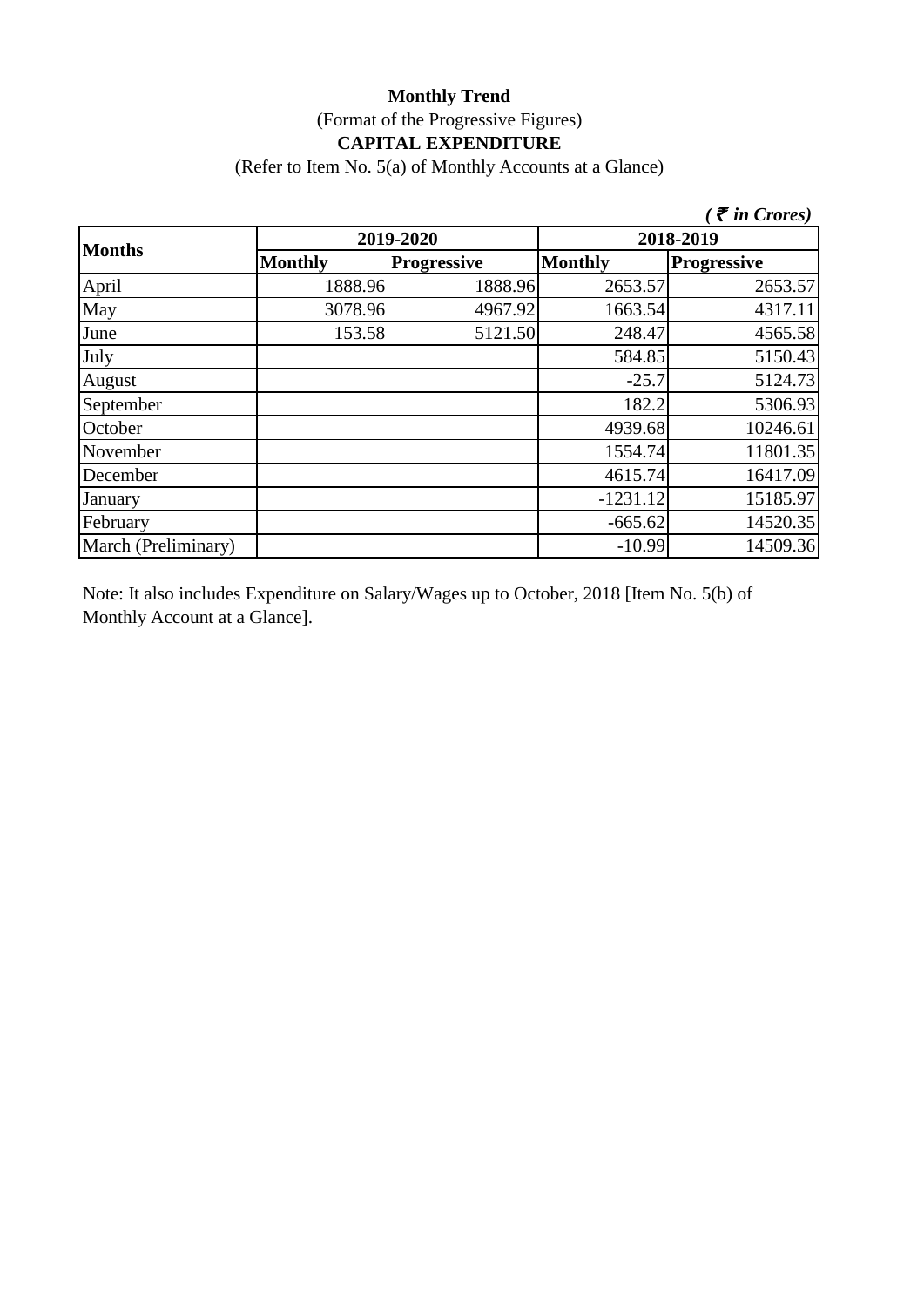**Monthly Trend**

(Format of the Progressive Figures)

**CAPITAL EXPENDITURE**

(Refer to Item No. 5(a) of Monthly Accounts at a Glance)

***( ₹ in Crores)***

| **Months** | **2019-2020** | | **2018-2019** | |
|---|---|---|---|---|
| | **Monthly** | **Progressive** | **Monthly** | **Progressive** |
| April | 1888.96 | 1888.96 | 2653.57 | 2653.57 |
| May | 3078.96 | 4967.92 | 1663.54 | 4317.11 |
| June | 153.58 | 5121.50 | 248.47 | 4565.58 |
| July | | | 584.85 | 5150.43 |
| August | | | -25.7 | 5124.73 |
| September | | | 182.2 | 5306.93 |
| October | | | 4939.68 | 10246.61 |
| November | | | 1554.74 | 11801.35 |
| December | | | 4615.74 | 16417.09 |
| January | | | -1231.12 | 15185.97 |
| February | | | -665.62 | 14520.35 |
| March (Preliminary) | | | -10.99 | 14509.36 |

Note: It also includes Expenditure on Salary/Wages up to October, 2018 [Item No. 5(b) of Monthly Account at a Glance].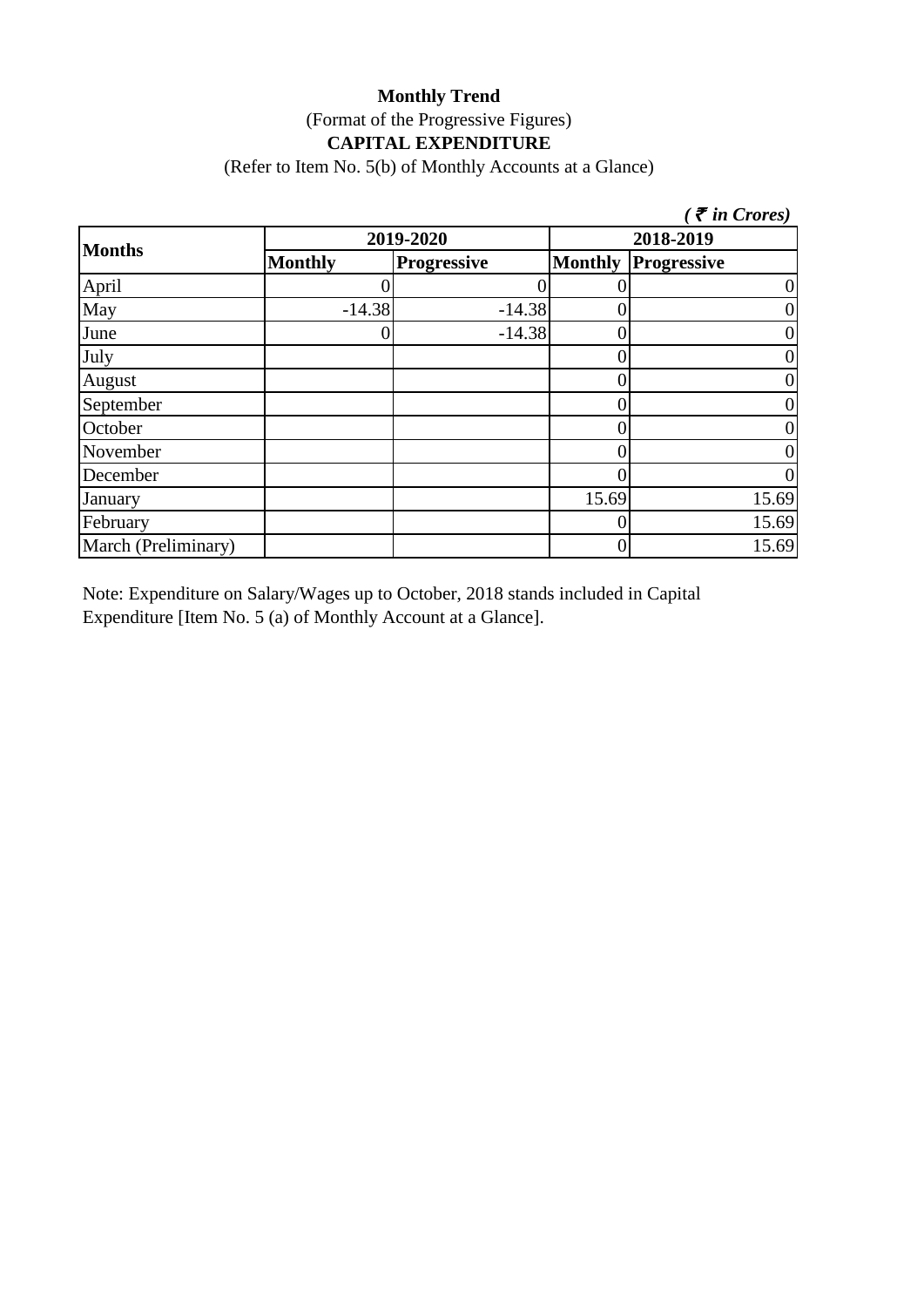**Monthly Trend**

(Format of the Progressive Figures)

**CAPITAL EXPENDITURE**

(Refer to Item No. 5(b) of Monthly Accounts at a Glance)

*( ₹ in Crores)*

| Months | 2019-2020 | | 2018-2019 | |
|---|---|---|---|---|
| | Monthly | Progressive | Monthly | Progressive |
| April | 0 | 0 | 0 | 0 |
| May | -14.38 | -14.38 | 0 | 0 |
| June | 0 | -14.38 | 0 | 0 |
| July | | | 0 | 0 |
| August | | | 0 | 0 |
| September | | | 0 | 0 |
| October | | | 0 | 0 |
| November | | | 0 | 0 |
| December | | | 0 | 0 |
| January | | | 15.69 | 15.69 |
| February | | | 0 | 15.69 |
| March (Preliminary) | | | 0 | 15.69 |

Note: Expenditure on Salary/Wages up to October, 2018 stands included in Capital Expenditure [Item No. 5 (a) of Monthly Account at a Glance].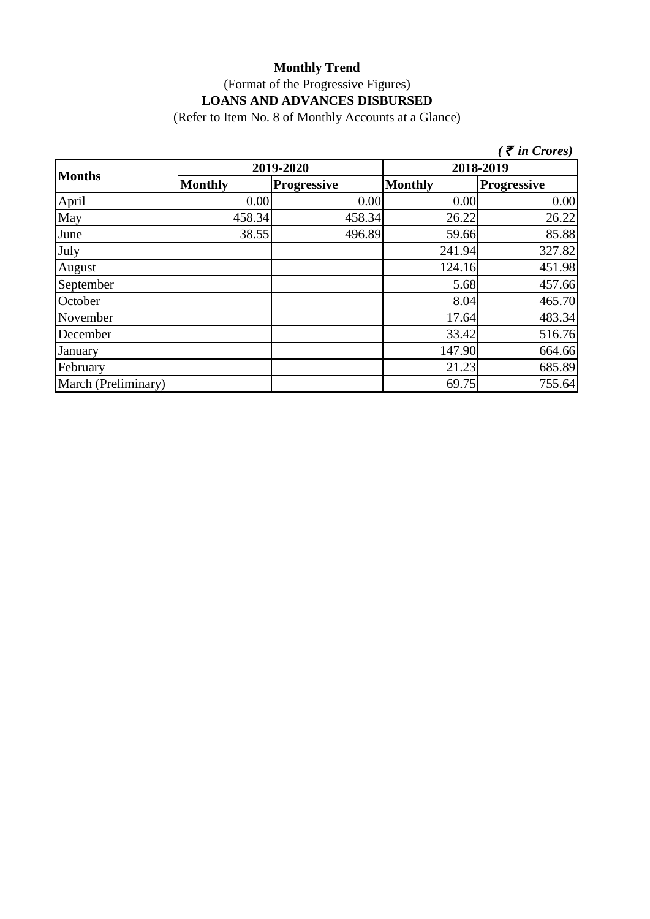**Monthly Trend**

(Format of the Progressive Figures)

**LOANS AND ADVANCES DISBURSED**

(Refer to Item No. 8 of Monthly Accounts at a Glance)

*( ₹ in Crores)*

| **Months** | **2019-2020** | | **2018-2019** | |
|---|---|---|---|---|
| | **Monthly** | **Progressive** | **Monthly** | **Progressive** |
| April | 0.00 | 0.00 | 0.00 | 0.00 |
| May | 458.34 | 458.34 | 26.22 | 26.22 |
| June | 38.55 | 496.89 | 59.66 | 85.88 |
| July | | | 241.94 | 327.82 |
| August | | | 124.16 | 451.98 |
| September | | | 5.68 | 457.66 |
| October | | | 8.04 | 465.70 |
| November | | | 17.64 | 483.34 |
| December | | | 33.42 | 516.76 |
| January | | | 147.90 | 664.66 |
| February | | | 21.23 | 685.89 |
| March (Preliminary) | | | 69.75 | 755.64 |